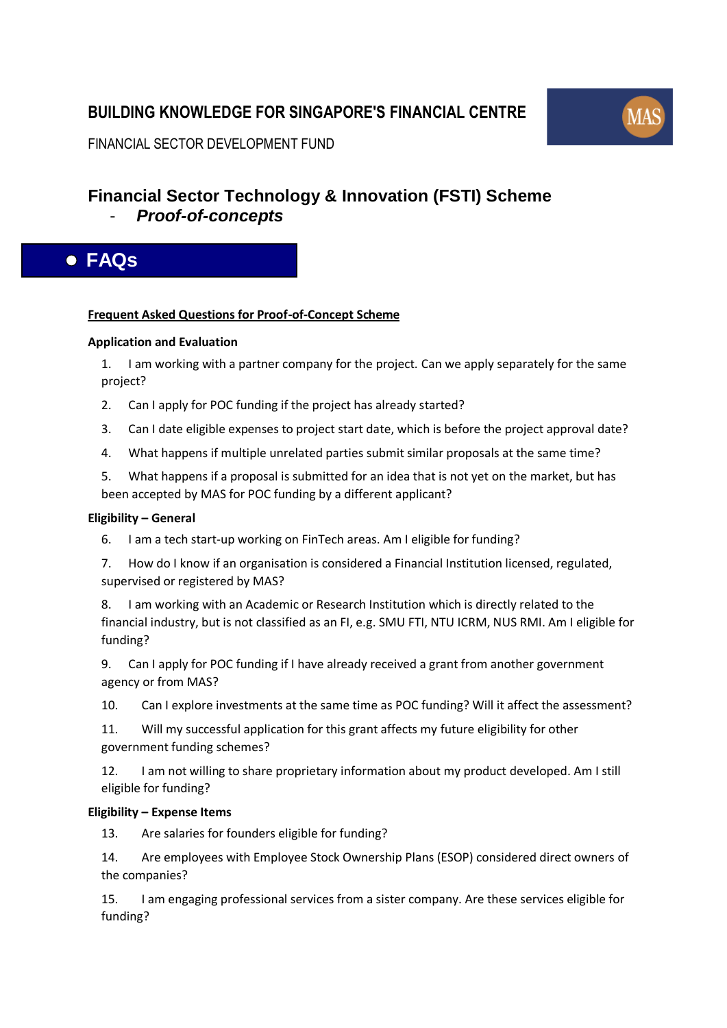# BUILDING KNOWLEDGE FOR SINGAPORE'S FINANCIAL CENTRE

FINANCIAL SECTOR DEVELOPMENT FUND

## Financial Sector Technology & Innovation (FSTI) Scheme

- ***Proof-of-concepts***

## FAQs

**Frequent Asked Questions for Proof-of-Concept Scheme**

**Application and Evaluation**

1. I am working with a partner company for the project. Can we apply separately for the same project?
2. Can I apply for POC funding if the project has already started?
3. Can I date eligible expenses to project start date, which is before the project approval date?
4. What happens if multiple unrelated parties submit similar proposals at the same time?
5. What happens if a proposal is submitted for an idea that is not yet on the market, but has been accepted by MAS for POC funding by a different applicant?

**Eligibility – General**

6. I am a tech start-up working on FinTech areas. Am I eligible for funding?
7. How do I know if an organisation is considered a Financial Institution licensed, regulated, supervised or registered by MAS?
8. I am working with an Academic or Research Institution which is directly related to the financial industry, but is not classified as an FI, e.g. SMU FTI, NTU ICRM, NUS RMI. Am I eligible for funding?
9. Can I apply for POC funding if I have already received a grant from another government agency or from MAS?
10. Can I explore investments at the same time as POC funding? Will it affect the assessment?
11. Will my successful application for this grant affects my future eligibility for other government funding schemes?
12. I am not willing to share proprietary information about my product developed. Am I still eligible for funding?

**Eligibility – Expense Items**

13. Are salaries for founders eligible for funding?
14. Are employees with Employee Stock Ownership Plans (ESOP) considered direct owners of the companies?
15. I am engaging professional services from a sister company. Are these services eligible for funding?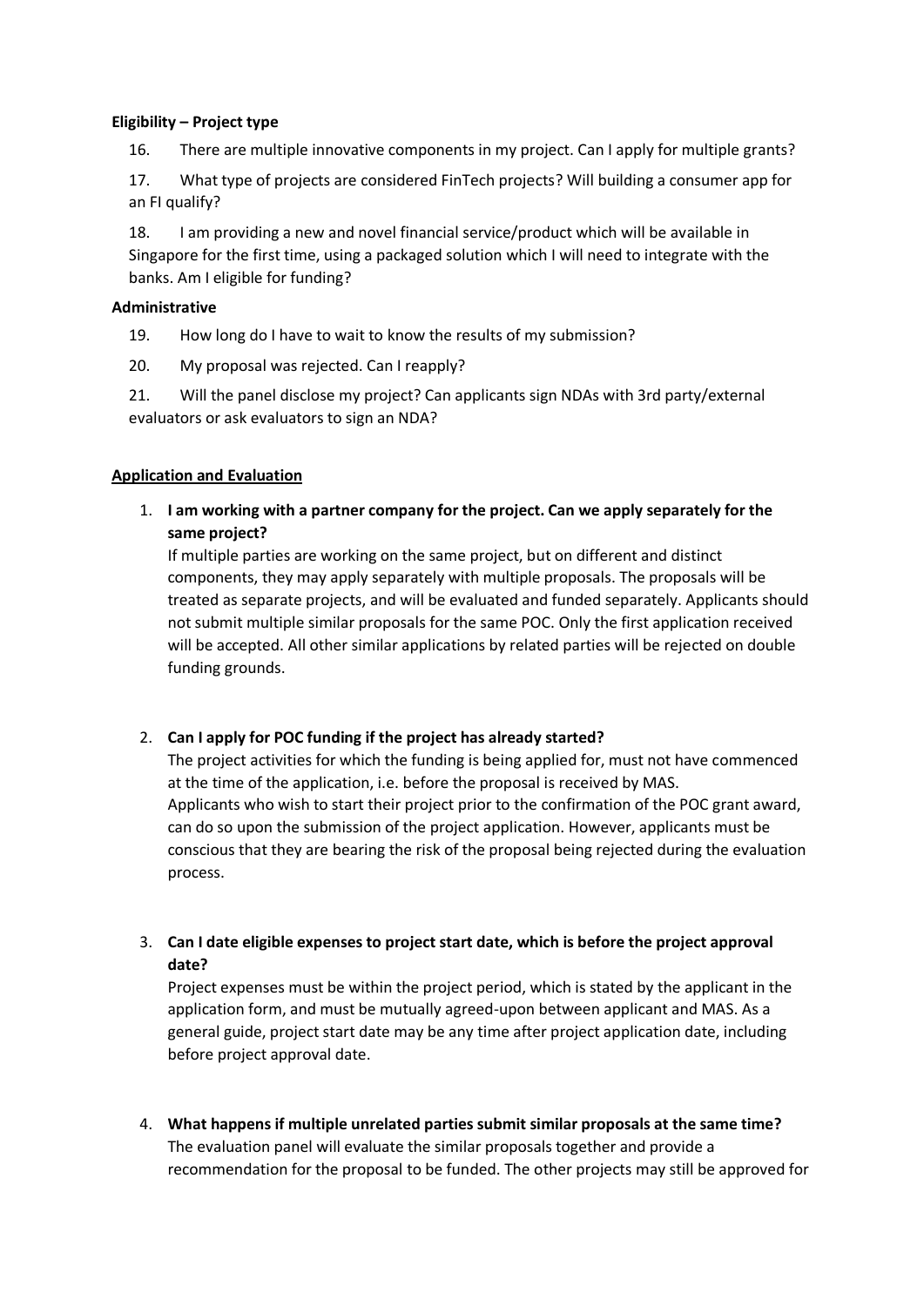**Eligibility – Project type**

16. There are multiple innovative components in my project. Can I apply for multiple grants?

17. What type of projects are considered FinTech projects? Will building a consumer app for an FI qualify?

18. I am providing a new and novel financial service/product which will be available in Singapore for the first time, using a packaged solution which I will need to integrate with the banks. Am I eligible for funding?

**Administrative**

19. How long do I have to wait to know the results of my submission?

20. My proposal was rejected. Can I reapply?

21. Will the panel disclose my project? Can applicants sign NDAs with 3rd party/external evaluators or ask evaluators to sign an NDA?

## Application and Evaluation

1. **I am working with a partner company for the project. Can we apply separately for the same project?**

   If multiple parties are working on the same project, but on different and distinct components, they may apply separately with multiple proposals. The proposals will be treated as separate projects, and will be evaluated and funded separately. Applicants should not submit multiple similar proposals for the same POC. Only the first application received will be accepted. All other similar applications by related parties will be rejected on double funding grounds.

2. **Can I apply for POC funding if the project has already started?**

   The project activities for which the funding is being applied for, must not have commenced at the time of the application, i.e. before the proposal is received by MAS.
   Applicants who wish to start their project prior to the confirmation of the POC grant award, can do so upon the submission of the project application. However, applicants must be conscious that they are bearing the risk of the proposal being rejected during the evaluation process.

3. **Can I date eligible expenses to project start date, which is before the project approval date?**

   Project expenses must be within the project period, which is stated by the applicant in the application form, and must be mutually agreed-upon between applicant and MAS. As a general guide, project start date may be any time after project application date, including before project approval date.

4. **What happens if multiple unrelated parties submit similar proposals at the same time?**

   The evaluation panel will evaluate the similar proposals together and provide a recommendation for the proposal to be funded. The other projects may still be approved for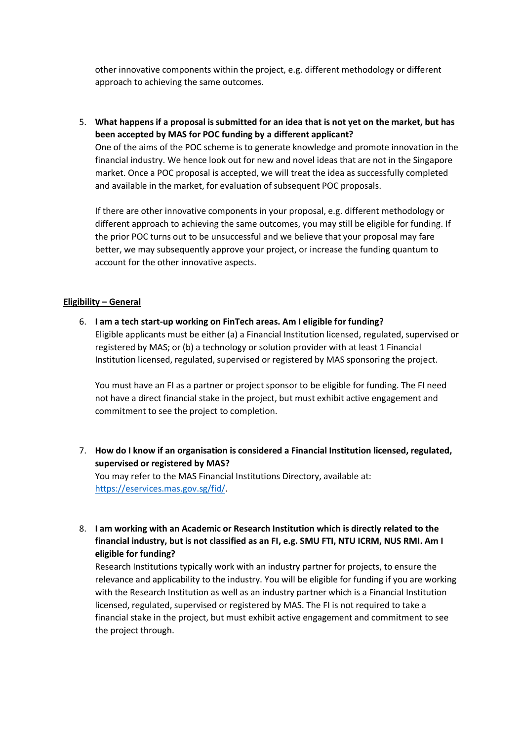other innovative components within the project, e.g. different methodology or different approach to achieving the same outcomes.

5. **What happens if a proposal is submitted for an idea that is not yet on the market, but has been accepted by MAS for POC funding by a different applicant?**
   One of the aims of the POC scheme is to generate knowledge and promote innovation in the financial industry. We hence look out for new and novel ideas that are not in the Singapore market. Once a POC proposal is accepted, we will treat the idea as successfully completed and available in the market, for evaluation of subsequent POC proposals.

   If there are other innovative components in your proposal, e.g. different methodology or different approach to achieving the same outcomes, you may still be eligible for funding. If the prior POC turns out to be unsuccessful and we believe that your proposal may fare better, we may subsequently approve your project, or increase the funding quantum to account for the other innovative aspects.

**Eligibility – General**

6. **I am a tech start-up working on FinTech areas. Am I eligible for funding?**
   Eligible applicants must be either (a) a Financial Institution licensed, regulated, supervised or registered by MAS; or (b) a technology or solution provider with at least 1 Financial Institution licensed, regulated, supervised or registered by MAS sponsoring the project.

   You must have an FI as a partner or project sponsor to be eligible for funding. The FI need not have a direct financial stake in the project, but must exhibit active engagement and commitment to see the project to completion.

7. **How do I know if an organisation is considered a Financial Institution licensed, regulated, supervised or registered by MAS?**
   You may refer to the MAS Financial Institutions Directory, available at: [https://eservices.mas.gov.sg/fid/](https://eservices.mas.gov.sg/fid/).

8. **I am working with an Academic or Research Institution which is directly related to the financial industry, but is not classified as an FI, e.g. SMU FTI, NTU ICRM, NUS RMI. Am I eligible for funding?**
   Research Institutions typically work with an industry partner for projects, to ensure the relevance and applicability to the industry. You will be eligible for funding if you are working with the Research Institution as well as an industry partner which is a Financial Institution licensed, regulated, supervised or registered by MAS. The FI is not required to take a financial stake in the project, but must exhibit active engagement and commitment to see the project through.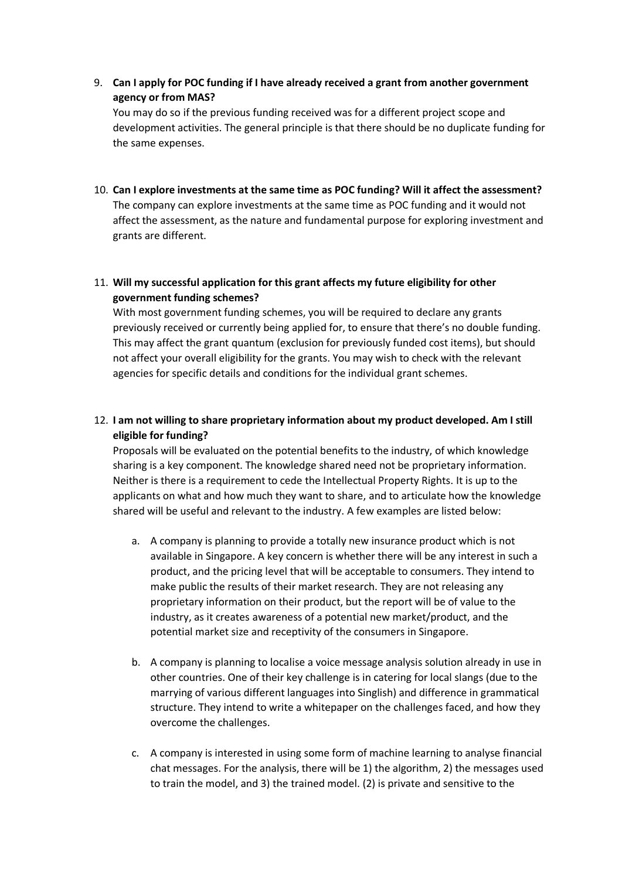9. **Can I apply for POC funding if I have already received a grant from another government agency or from MAS?**
   You may do so if the previous funding received was for a different project scope and development activities. The general principle is that there should be no duplicate funding for the same expenses.

10. **Can I explore investments at the same time as POC funding? Will it affect the assessment?**
    The company can explore investments at the same time as POC funding and it would not affect the assessment, as the nature and fundamental purpose for exploring investment and grants are different.

11. **Will my successful application for this grant affects my future eligibility for other government funding schemes?**
    With most government funding schemes, you will be required to declare any grants previously received or currently being applied for, to ensure that there's no double funding. This may affect the grant quantum (exclusion for previously funded cost items), but should not affect your overall eligibility for the grants. You may wish to check with the relevant agencies for specific details and conditions for the individual grant schemes.

12. **I am not willing to share proprietary information about my product developed. Am I still eligible for funding?**
    Proposals will be evaluated on the potential benefits to the industry, of which knowledge sharing is a key component. The knowledge shared need not be proprietary information. Neither is there is a requirement to cede the Intellectual Property Rights. It is up to the applicants on what and how much they want to share, and to articulate how the knowledge shared will be useful and relevant to the industry. A few examples are listed below:

    a. A company is planning to provide a totally new insurance product which is not available in Singapore. A key concern is whether there will be any interest in such a product, and the pricing level that will be acceptable to consumers. They intend to make public the results of their market research. They are not releasing any proprietary information on their product, but the report will be of value to the industry, as it creates awareness of a potential new market/product, and the potential market size and receptivity of the consumers in Singapore.

    b. A company is planning to localise a voice message analysis solution already in use in other countries. One of their key challenge is in catering for local slangs (due to the marrying of various different languages into Singlish) and difference in grammatical structure. They intend to write a whitepaper on the challenges faced, and how they overcome the challenges.

    c. A company is interested in using some form of machine learning to analyse financial chat messages. For the analysis, there will be 1) the algorithm, 2) the messages used to train the model, and 3) the trained model. (2) is private and sensitive to the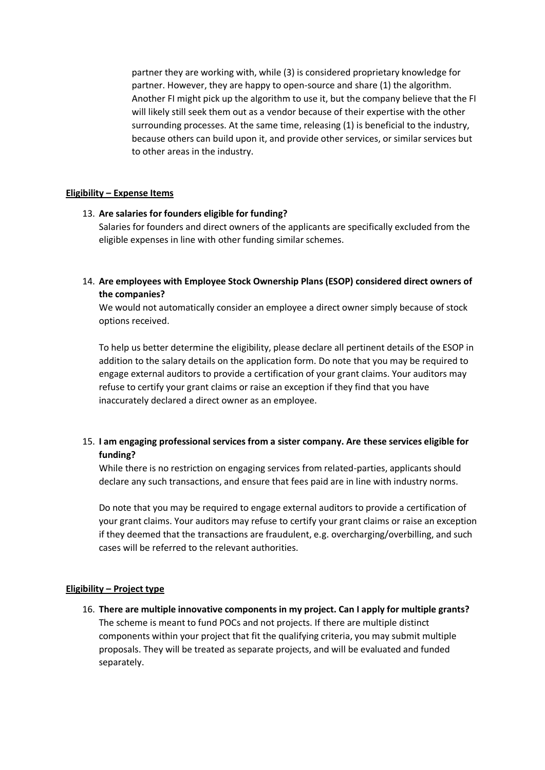partner they are working with, while (3) is considered proprietary knowledge for partner. However, they are happy to open-source and share (1) the algorithm. Another FI might pick up the algorithm to use it, but the company believe that the FI will likely still seek them out as a vendor because of their expertise with the other surrounding processes. At the same time, releasing (1) is beneficial to the industry, because others can build upon it, and provide other services, or similar services but to other areas in the industry.

**Eligibility – Expense Items**

13. **Are salaries for founders eligible for funding?**
    Salaries for founders and direct owners of the applicants are specifically excluded from the eligible expenses in line with other funding similar schemes.

14. **Are employees with Employee Stock Ownership Plans (ESOP) considered direct owners of the companies?**
    We would not automatically consider an employee a direct owner simply because of stock options received.

    To help us better determine the eligibility, please declare all pertinent details of the ESOP in addition to the salary details on the application form. Do note that you may be required to engage external auditors to provide a certification of your grant claims. Your auditors may refuse to certify your grant claims or raise an exception if they find that you have inaccurately declared a direct owner as an employee.

15. **I am engaging professional services from a sister company. Are these services eligible for funding?**
    While there is no restriction on engaging services from related-parties, applicants should declare any such transactions, and ensure that fees paid are in line with industry norms.

    Do note that you may be required to engage external auditors to provide a certification of your grant claims. Your auditors may refuse to certify your grant claims or raise an exception if they deemed that the transactions are fraudulent, e.g. overcharging/overbilling, and such cases will be referred to the relevant authorities.

**Eligibility – Project type**

16. **There are multiple innovative components in my project. Can I apply for multiple grants?**
    The scheme is meant to fund POCs and not projects. If there are multiple distinct components within your project that fit the qualifying criteria, you may submit multiple proposals. They will be treated as separate projects, and will be evaluated and funded separately.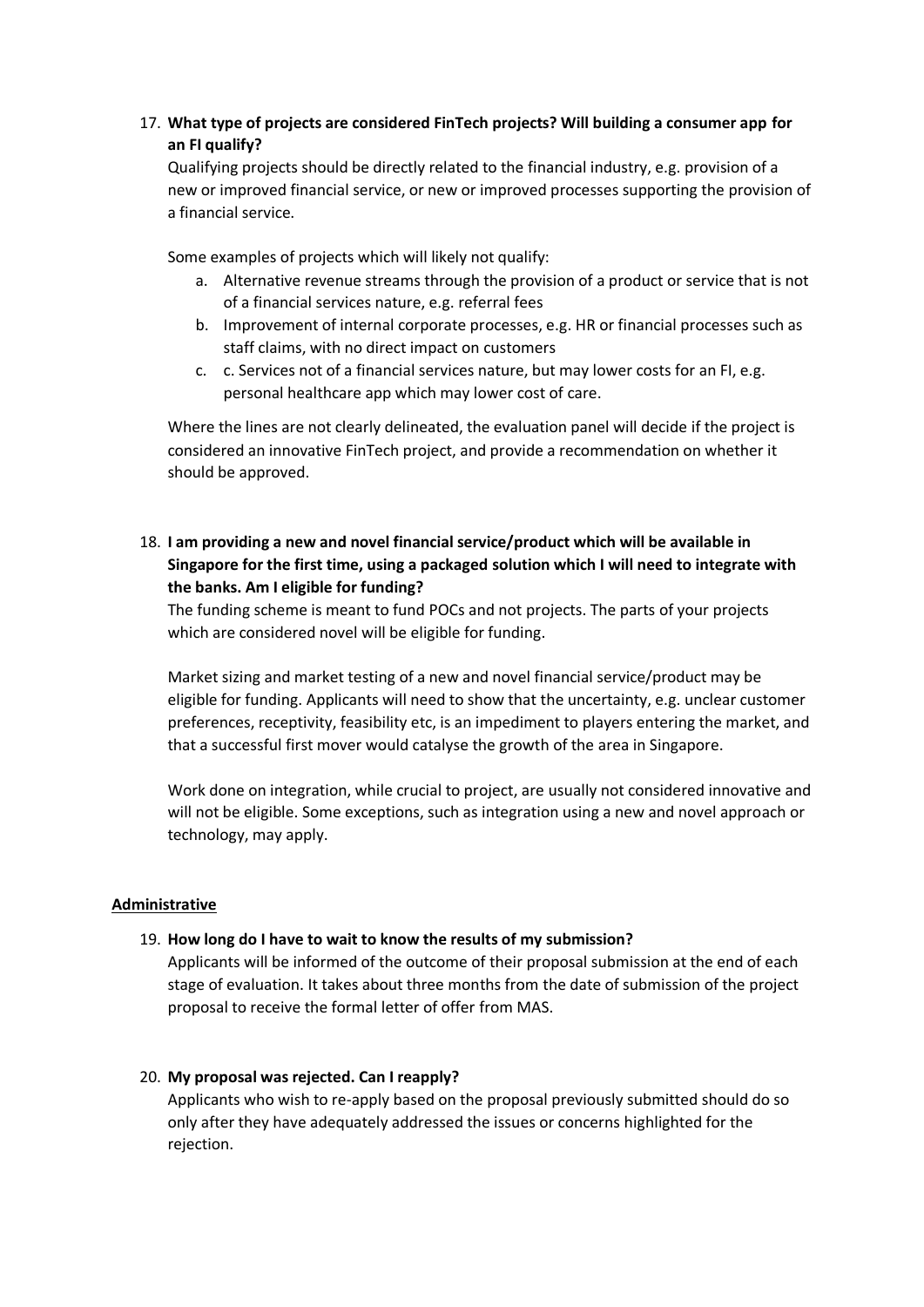17. **What type of projects are considered FinTech projects? Will building a consumer app for an FI qualify?**

    Qualifying projects should be directly related to the financial industry, e.g. provision of a new or improved financial service, or new or improved processes supporting the provision of a financial service.

    Some examples of projects which will likely not qualify:

    a. Alternative revenue streams through the provision of a product or service that is not of a financial services nature, e.g. referral fees
    b. Improvement of internal corporate processes, e.g. HR or financial processes such as staff claims, with no direct impact on customers
    c. c. Services not of a financial services nature, but may lower costs for an FI, e.g. personal healthcare app which may lower cost of care.

    Where the lines are not clearly delineated, the evaluation panel will decide if the project is considered an innovative FinTech project, and provide a recommendation on whether it should be approved.

18. **I am providing a new and novel financial service/product which will be available in Singapore for the first time, using a packaged solution which I will need to integrate with the banks. Am I eligible for funding?**

    The funding scheme is meant to fund POCs and not projects. The parts of your projects which are considered novel will be eligible for funding.

    Market sizing and market testing of a new and novel financial service/product may be eligible for funding. Applicants will need to show that the uncertainty, e.g. unclear customer preferences, receptivity, feasibility etc, is an impediment to players entering the market, and that a successful first mover would catalyse the growth of the area in Singapore.

    Work done on integration, while crucial to project, are usually not considered innovative and will not be eligible. Some exceptions, such as integration using a new and novel approach or technology, may apply.

## Administrative

19. **How long do I have to wait to know the results of my submission?**

    Applicants will be informed of the outcome of their proposal submission at the end of each stage of evaluation. It takes about three months from the date of submission of the project proposal to receive the formal letter of offer from MAS.

20. **My proposal was rejected. Can I reapply?**

    Applicants who wish to re-apply based on the proposal previously submitted should do so only after they have adequately addressed the issues or concerns highlighted for the rejection.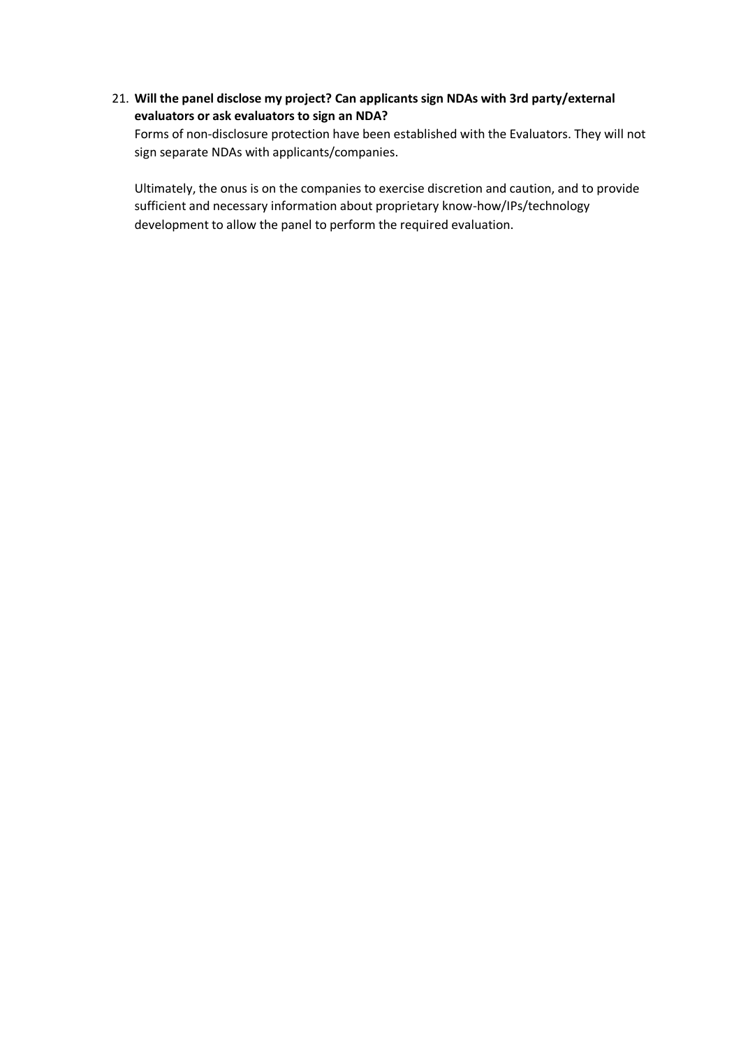21. **Will the panel disclose my project? Can applicants sign NDAs with 3rd party/external evaluators or ask evaluators to sign an NDA?**
    Forms of non-disclosure protection have been established with the Evaluators. They will not sign separate NDAs with applicants/companies.

    Ultimately, the onus is on the companies to exercise discretion and caution, and to provide sufficient and necessary information about proprietary know-how/IPs/technology development to allow the panel to perform the required evaluation.